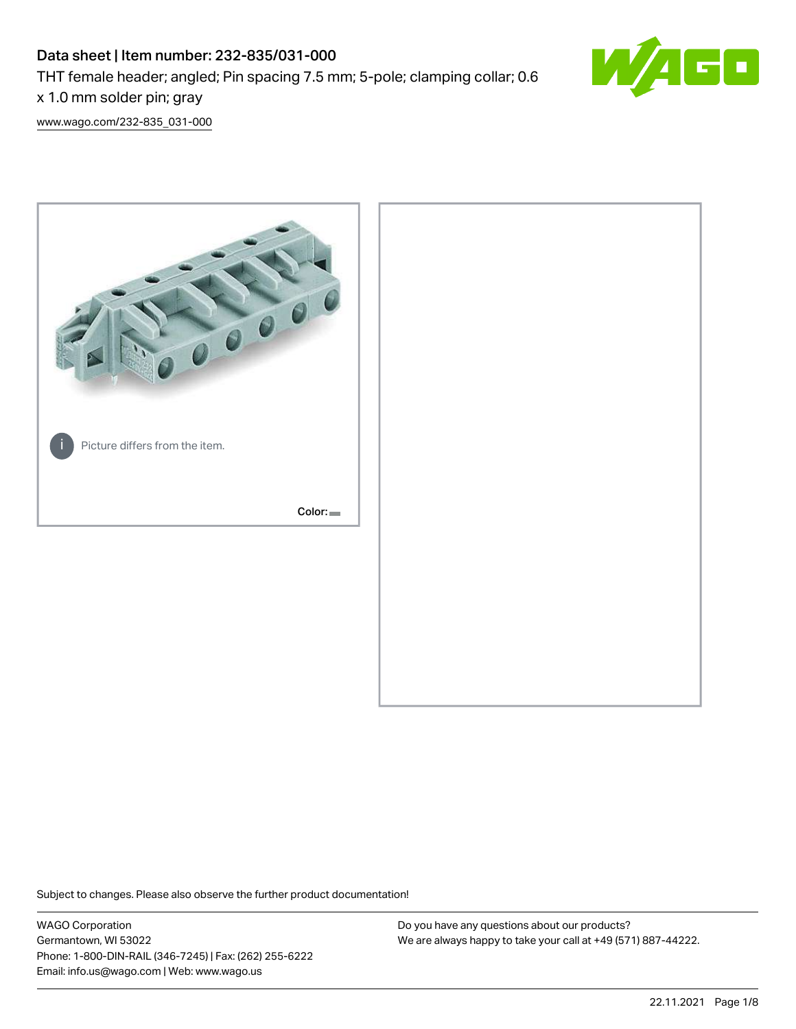# Data sheet | Item number: 232-835/031-000

THT female header; angled; Pin spacing 7.5 mm; 5-pole; clamping collar; 0.6 x 1.0 mm solder pin; gray

www.wago.com/232-835_031-000

Picture differs from the item.

Color:

Subject to changes. Please also observe the further product documentation!

WAGO Corporation
Germantown, WI 53022
Phone: 1-800-DIN-RAIL (346-7245) | Fax: (262) 255-6222
Email: info.us@wago.com | Web: www.wago.us

Do you have any questions about our products?
We are always happy to take your call at +49 (571) 887-44222.

22.11.2021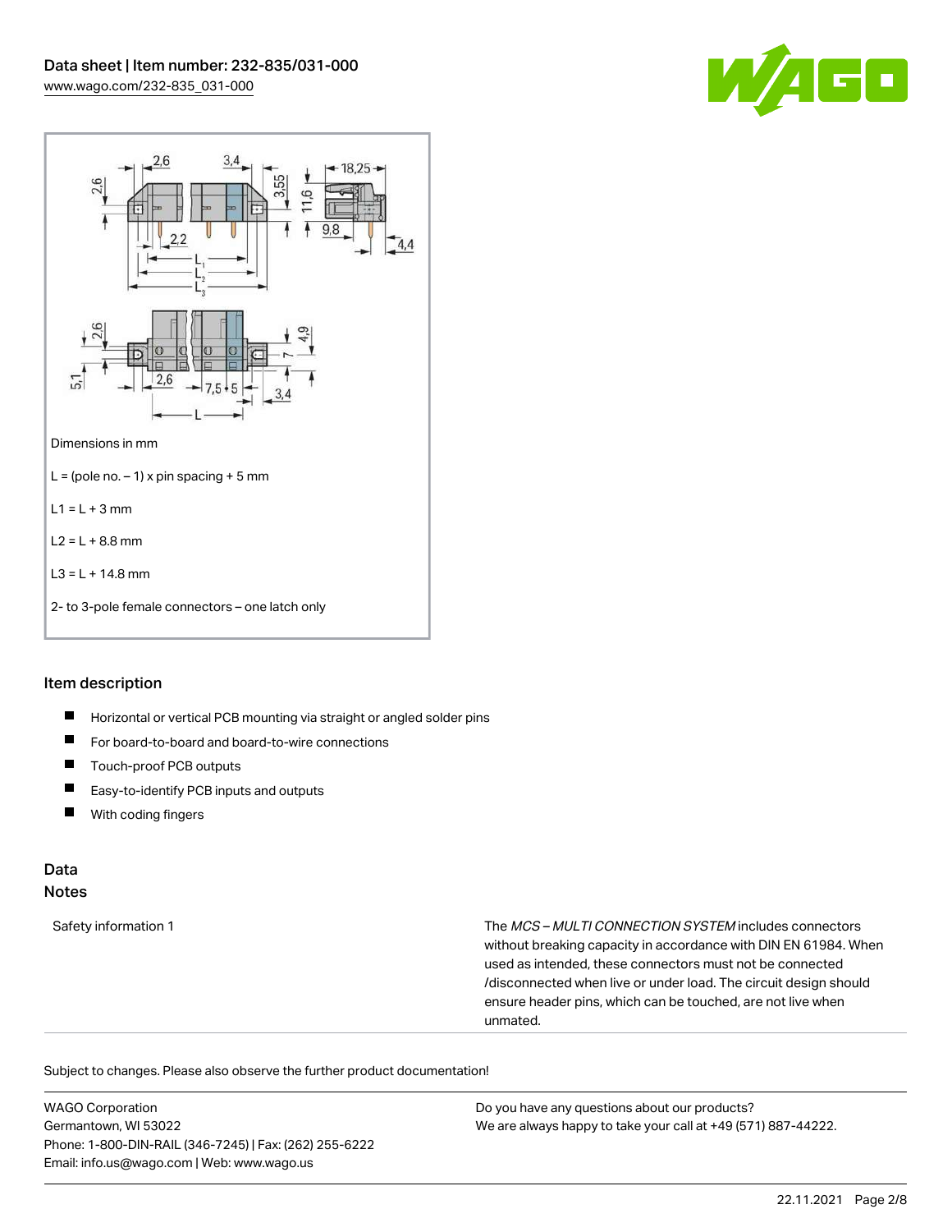Dimensions in mm

L = (pole no. – 1) x pin spacing + 5 mm

L1 = L + 3 mm

L2 = L + 8.8 mm

L3 = L + 14.8 mm

2- to 3-pole female connectors – one latch only

## Item description

- Horizontal or vertical PCB mounting via straight or angled solder pins
- For board-to-board and board-to-wire connections
- Touch-proof PCB outputs
- Easy-to-identify PCB inputs and outputs
- With coding fingers

## Data

### Notes

| | |
|---|---|
| Safety information 1 | The *MCS – MULTI CONNECTION SYSTEM* includes connectors without breaking capacity in accordance with DIN EN 61984. When used as intended, these connectors must not be connected /disconnected when live or under load. The circuit design should ensure header pins, which can be touched, are not live when unmated. |

Subject to changes. Please also observe the further product documentation!

WAGO Corporation
Germantown, WI 53022
Phone: 1-800-DIN-RAIL (346-7245) | Fax: (262) 255-6222
Email: info.us@wago.com | Web: www.wago.us

Do you have any questions about our products?
We are always happy to take your call at +49 (571) 887-44222.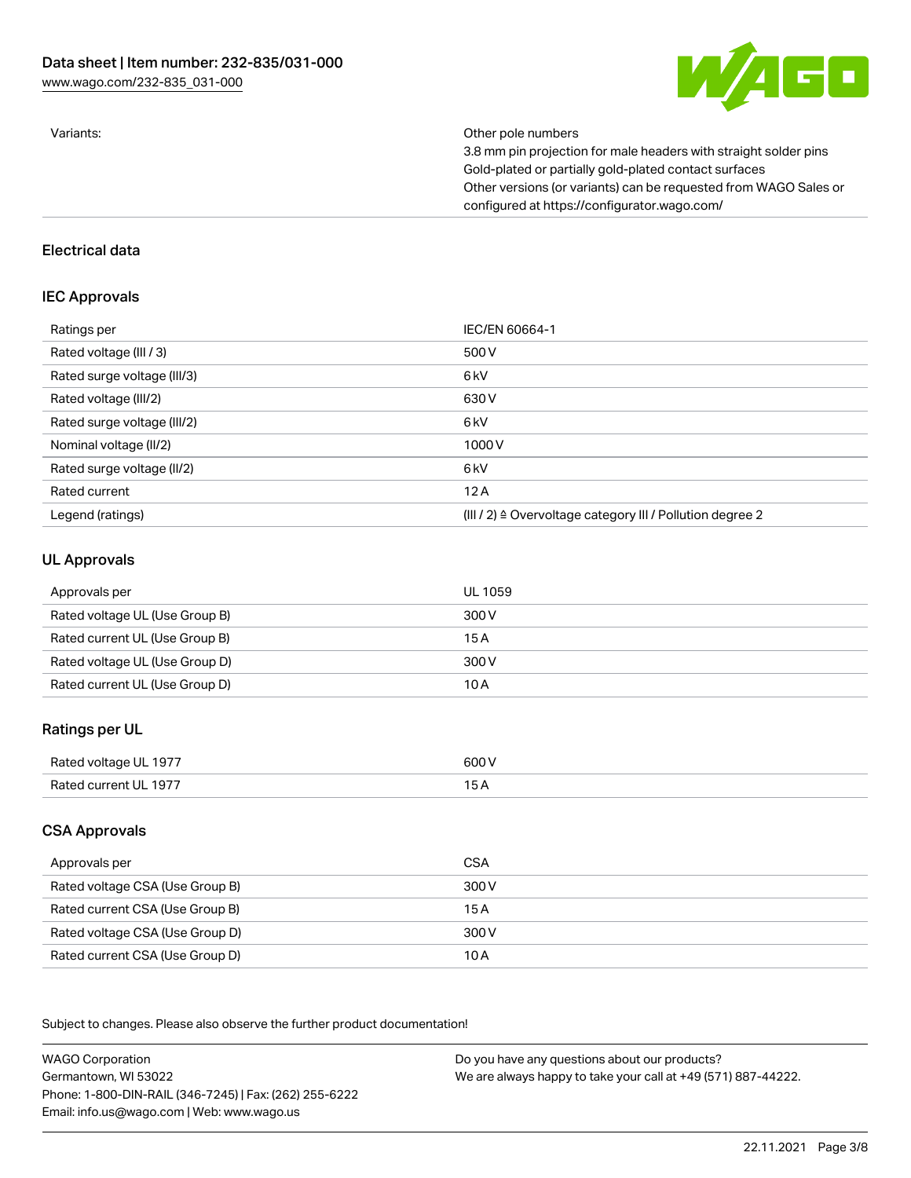| | |
|---|---|
| Variants: | Other pole numbers<br>3.8 mm pin projection for male headers with straight solder pins<br>Gold-plated or partially gold-plated contact surfaces<br>Other versions (or variants) can be requested from WAGO Sales or configured at https://configurator.wago.com/ |

## Electrical data

### IEC Approvals

| | |
|---|---|
| Ratings per | IEC/EN 60664-1 |
| Rated voltage (III / 3) | 500 V |
| Rated surge voltage (III/3) | 6 kV |
| Rated voltage (III/2) | 630 V |
| Rated surge voltage (III/2) | 6 kV |
| Nominal voltage (II/2) | 1000 V |
| Rated surge voltage (II/2) | 6 kV |
| Rated current | 12 A |
| Legend (ratings) | (III / 2) ≙ Overvoltage category III / Pollution degree 2 |

### UL Approvals

| | |
|---|---|
| Approvals per | UL 1059 |
| Rated voltage UL (Use Group B) | 300 V |
| Rated current UL (Use Group B) | 15 A |
| Rated voltage UL (Use Group D) | 300 V |
| Rated current UL (Use Group D) | 10 A |

### Ratings per UL

| | |
|---|---|
| Rated voltage UL 1977 | 600 V |
| Rated current UL 1977 | 15 A |

### CSA Approvals

| | |
|---|---|
| Approvals per | CSA |
| Rated voltage CSA (Use Group B) | 300 V |
| Rated current CSA (Use Group B) | 15 A |
| Rated voltage CSA (Use Group D) | 300 V |
| Rated current CSA (Use Group D) | 10 A |

Subject to changes. Please also observe the further product documentation!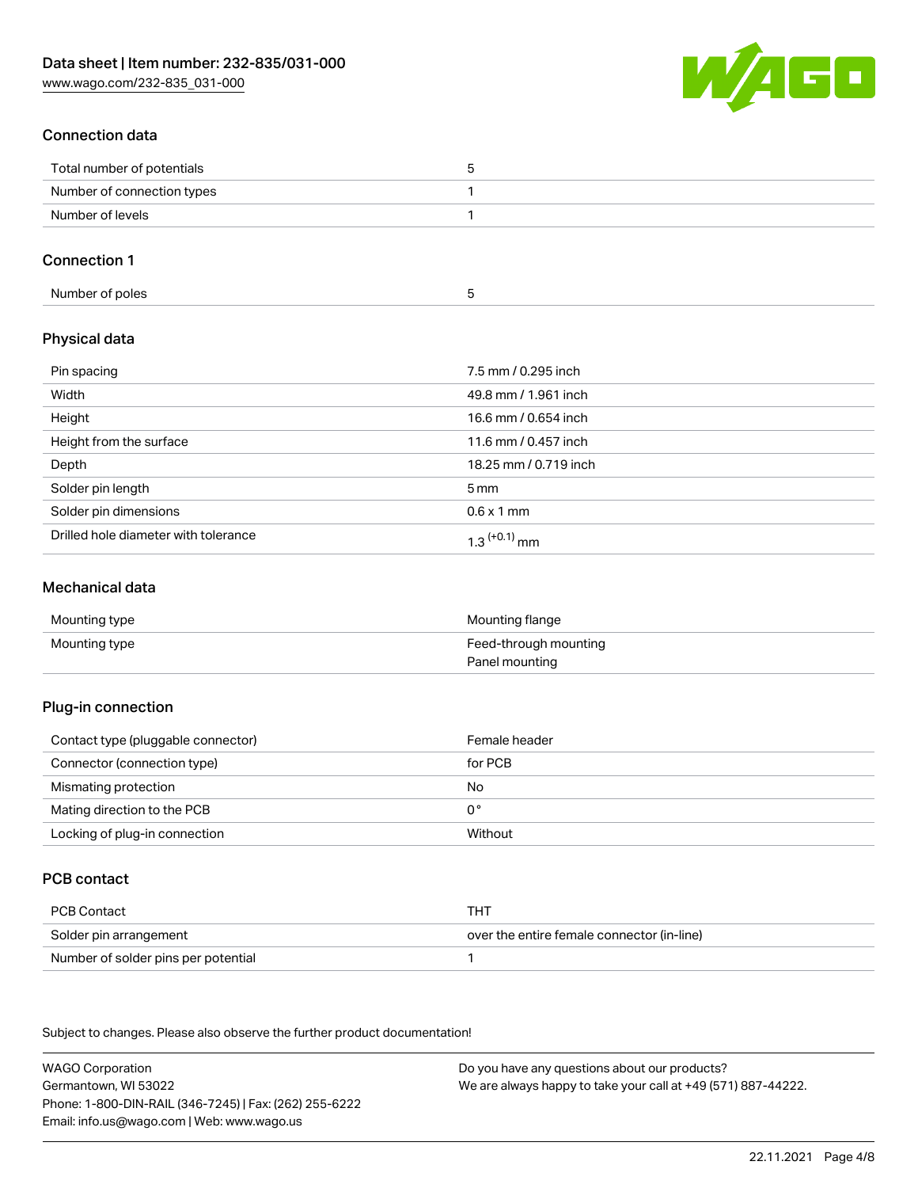## Connection data

| | |
|---|---|
| Total number of potentials | 5 |
| Number of connection types | 1 |
| Number of levels | 1 |

## Connection 1

| | |
|---|---|
| Number of poles | 5 |

## Physical data

| | |
|---|---|
| Pin spacing | 7.5 mm / 0.295 inch |
| Width | 49.8 mm / 1.961 inch |
| Height | 16.6 mm / 0.654 inch |
| Height from the surface | 11.6 mm / 0.457 inch |
| Depth | 18.25 mm / 0.719 inch |
| Solder pin length | 5 mm |
| Solder pin dimensions | 0.6 x 1 mm |
| Drilled hole diameter with tolerance | $1.3^{(+0.1)}$ mm |

## Mechanical data

| | |
|---|---|
| Mounting type | Mounting flange |
| Mounting type | Feed-through mounting<br>Panel mounting |

## Plug-in connection

| | |
|---|---|
| Contact type (pluggable connector) | Female header |
| Connector (connection type) | for PCB |
| Mismating protection | No |
| Mating direction to the PCB | 0 ° |
| Locking of plug-in connection | Without |

## PCB contact

| | |
|---|---|
| PCB Contact | THT |
| Solder pin arrangement | over the entire female connector (in-line) |
| Number of solder pins per potential | 1 |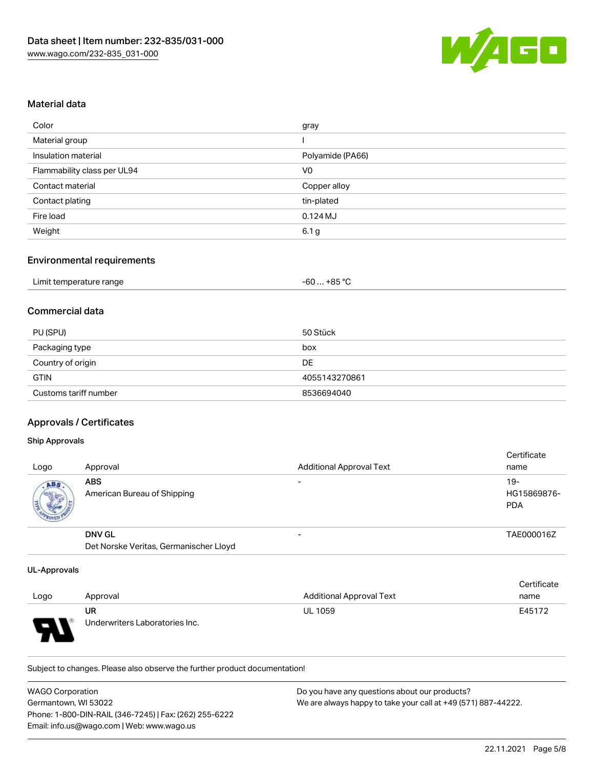## Material data

| | |
|---|---|
| Color | gray |
| Material group | I |
| Insulation material | Polyamide (PA66) |
| Flammability class per UL94 | V0 |
| Contact material | Copper alloy |
| Contact plating | tin-plated |
| Fire load | 0.124 MJ |
| Weight | 6.1 g |

## Environmental requirements

| | |
|---|---|
| Limit temperature range | -60 … +85 °C |

## Commercial data

| | |
|---|---|
| PU (SPU) | 50 Stück |
| Packaging type | box |
| Country of origin | DE |
| GTIN | 4055143270861 |
| Customs tariff number | 8536694040 |

## Approvals / Certificates

### Ship Approvals

| Logo | Approval | Additional Approval Text | Certificate name |
|---|---|---|---|
| | **ABS**<br>American Bureau of Shipping | - | 19-HG15869876-PDA |
| | **DNV GL**<br>Det Norske Veritas, Germanischer Lloyd | - | TAE000016Z |

### UL-Approvals

| Logo | Approval | Additional Approval Text | Certificate name |
|---|---|---|---|
| | **UR**<br>Underwriters Laboratories Inc. | UL 1059 | E45172 |

Subject to changes. Please also observe the further product documentation!

WAGO Corporation
Germantown, WI 53022
Phone: 1-800-DIN-RAIL (346-7245) | Fax: (262) 255-6222
Email: info.us@wago.com | Web: www.wago.us

Do you have any questions about our products?
We are always happy to take your call at +49 (571) 887-44222.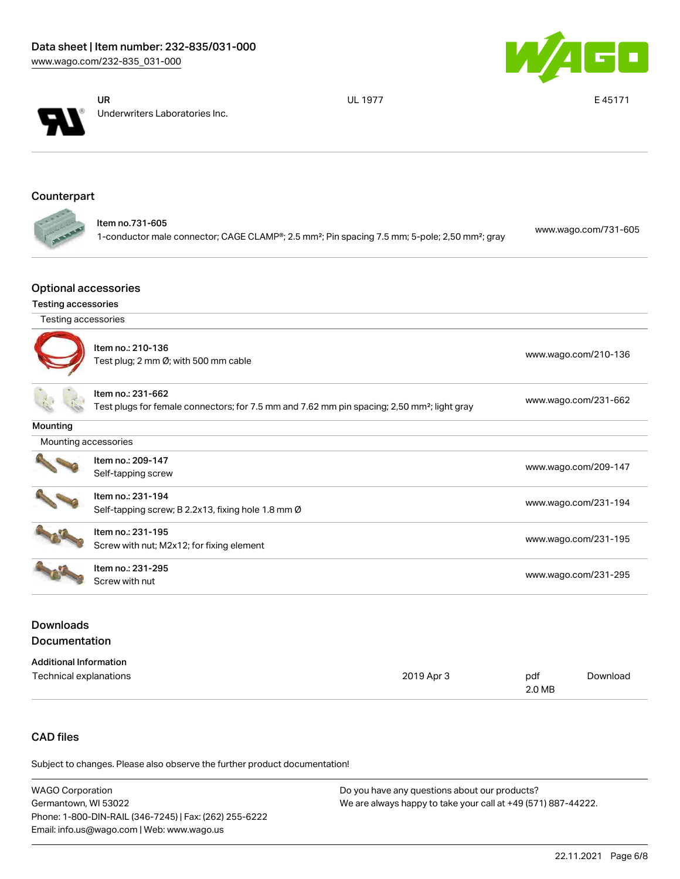| | | | |
|---|---|---|---|
| | **UR** Underwriters Laboratories Inc. | UL 1977 | E 45171 |

## Counterpart

| | |
|---|---|
| Item no.731-605<br>1-conductor male connector; CAGE CLAMP®; 2.5 mm²; Pin spacing 7.5 mm; 5-pole; 2,50 mm²; gray | www.wago.com/731-605 |

## Optional accessories

### Testing accessories

| Testing accessories | |
|---|---|
| Item no.: 210-136<br>Test plug; 2 mm Ø; with 500 mm cable | www.wago.com/210-136 |
| Item no.: 231-662<br>Test plugs for female connectors; for 7.5 mm and 7.62 mm pin spacing; 2,50 mm²; light gray | www.wago.com/231-662 |

### Mounting

| Mounting accessories | |
|---|---|
| Item no.: 209-147<br>Self-tapping screw | www.wago.com/209-147 |
| Item no.: 231-194<br>Self-tapping screw; B 2.2x13, fixing hole 1.8 mm Ø | www.wago.com/231-194 |
| Item no.: 231-195<br>Screw with nut; M2x12; for fixing element | www.wago.com/231-195 |
| Item no.: 231-295<br>Screw with nut | www.wago.com/231-295 |

## Downloads

### Documentation

| Additional Information | | | |
|---|---|---|---|
| Technical explanations | 2019 Apr 3 | pdf<br>2.0 MB | Download |

## CAD files

Subject to changes. Please also observe the further product documentation!

WAGO Corporation
Germantown, WI 53022
Phone: 1-800-DIN-RAIL (346-7245) | Fax: (262) 255-6222
Email: info.us@wago.com | Web: www.wago.us

Do you have any questions about our products?
We are always happy to take your call at +49 (571) 887-44222.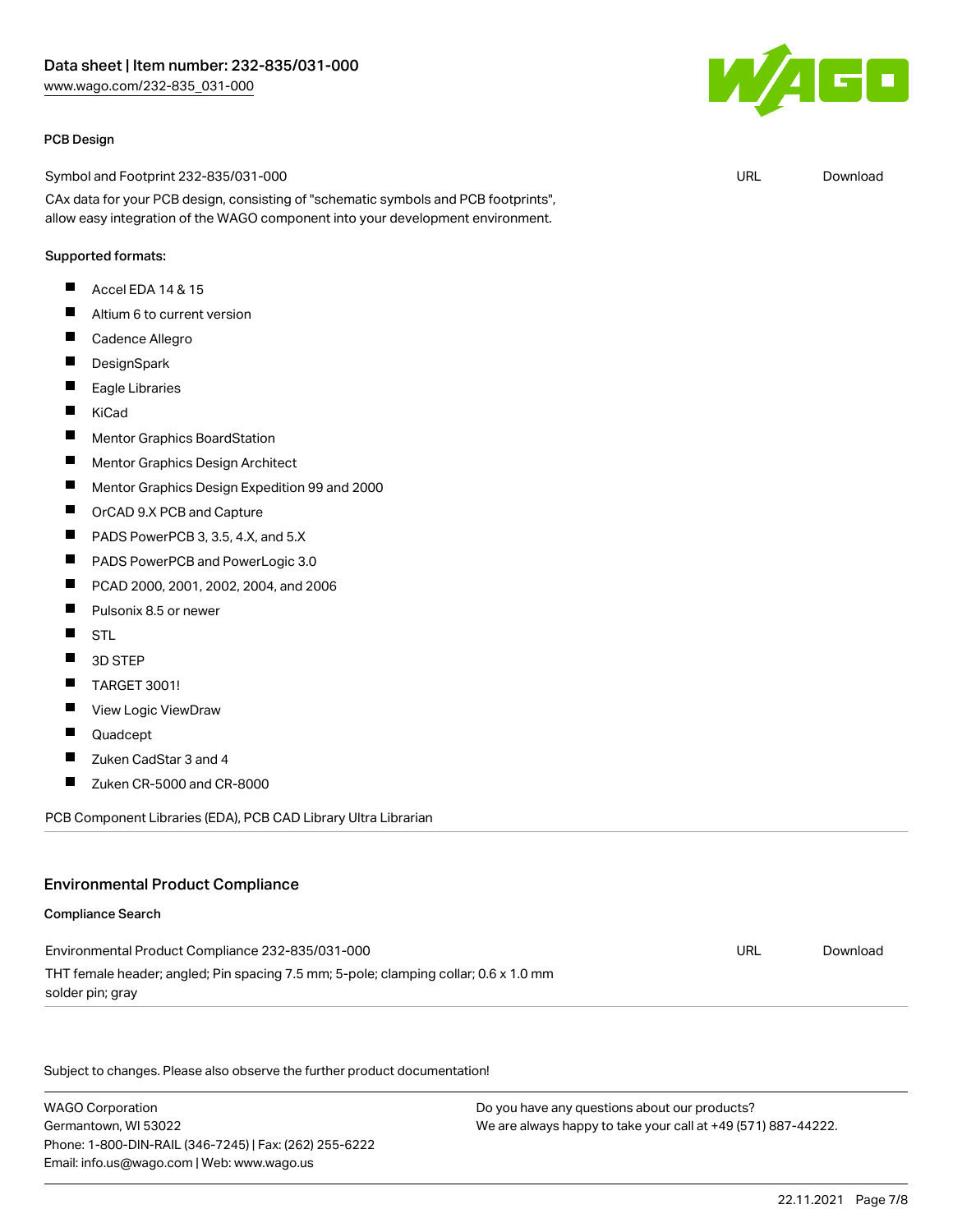#### PCB Design

Symbol and Footprint 232-835/031-000 URL Download

CAx data for your PCB design, consisting of "schematic symbols and PCB footprints", allow easy integration of the WAGO component into your development environment.

Supported formats:

- Accel EDA 14 & 15
- Altium 6 to current version
- Cadence Allegro
- DesignSpark
- Eagle Libraries
- KiCad
- Mentor Graphics BoardStation
- Mentor Graphics Design Architect
- Mentor Graphics Design Expedition 99 and 2000
- OrCAD 9.X PCB and Capture
- PADS PowerPCB 3, 3.5, 4.X, and 5.X
- PADS PowerPCB and PowerLogic 3.0
- PCAD 2000, 2001, 2002, 2004, and 2006
- Pulsonix 8.5 or newer
- STL
- 3D STEP
- TARGET 3001!
- View Logic ViewDraw
- Quadcept
- Zuken CadStar 3 and 4
- Zuken CR-5000 and CR-8000

PCB Component Libraries (EDA), PCB CAD Library Ultra Librarian

## Environmental Product Compliance

#### Compliance Search

Environmental Product Compliance 232-835/031-000 URL Download

THT female header; angled; Pin spacing 7.5 mm; 5-pole; clamping collar; 0.6 x 1.0 mm solder pin; gray

Subject to changes. Please also observe the further product documentation!

WAGO Corporation
Germantown, WI 53022
Phone: 1-800-DIN-RAIL (346-7245) | Fax: (262) 255-6222
Email: info.us@wago.com | Web: www.wago.us

Do you have any questions about our products?
We are always happy to take your call at +49 (571) 887-44222.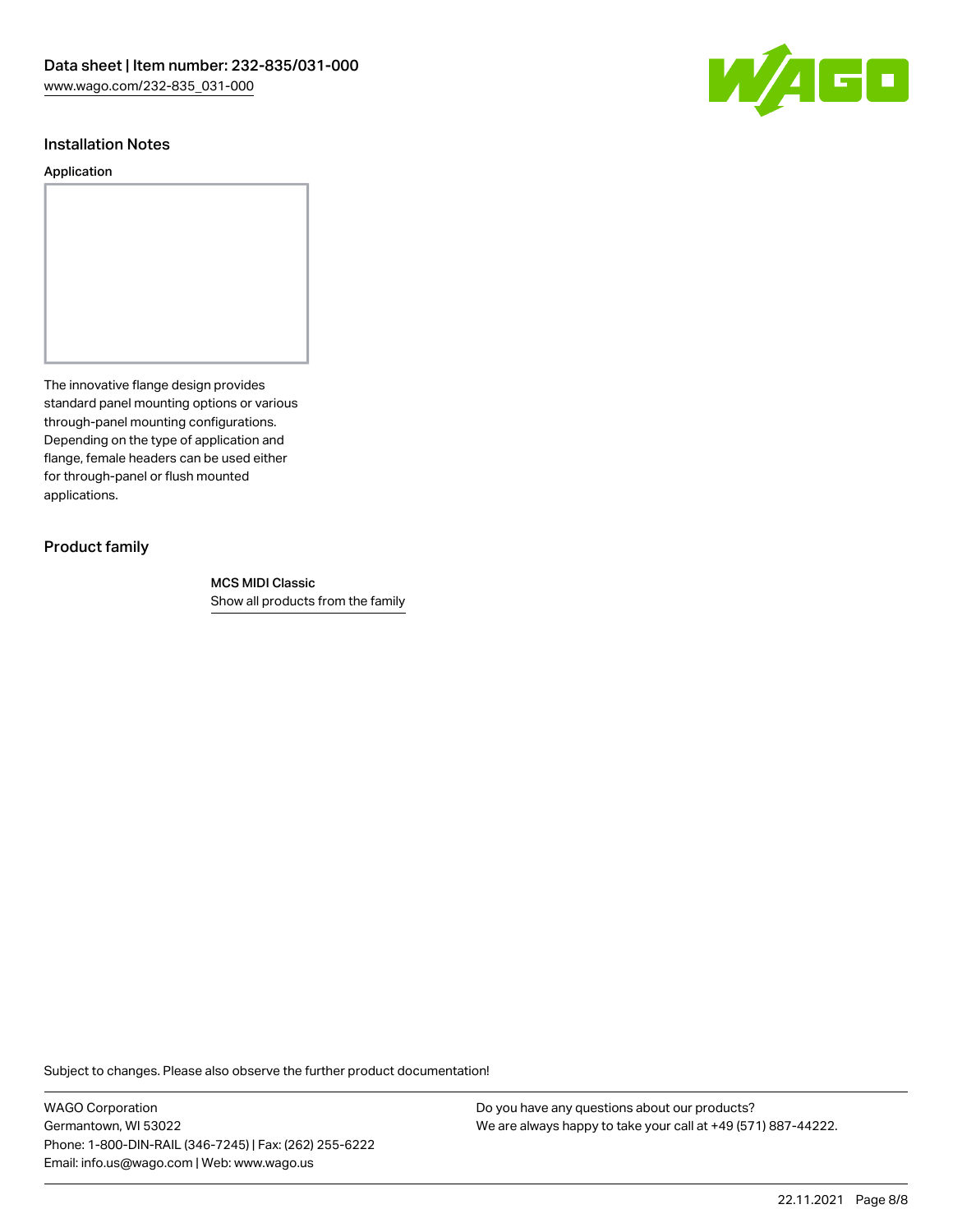## Installation Notes

### Application

The innovative flange design provides standard panel mounting options or various through-panel mounting configurations. Depending on the type of application and flange, female headers can be used either for through-panel or flush mounted applications.

## Product family

MCS MIDI Classic
Show all products from the family